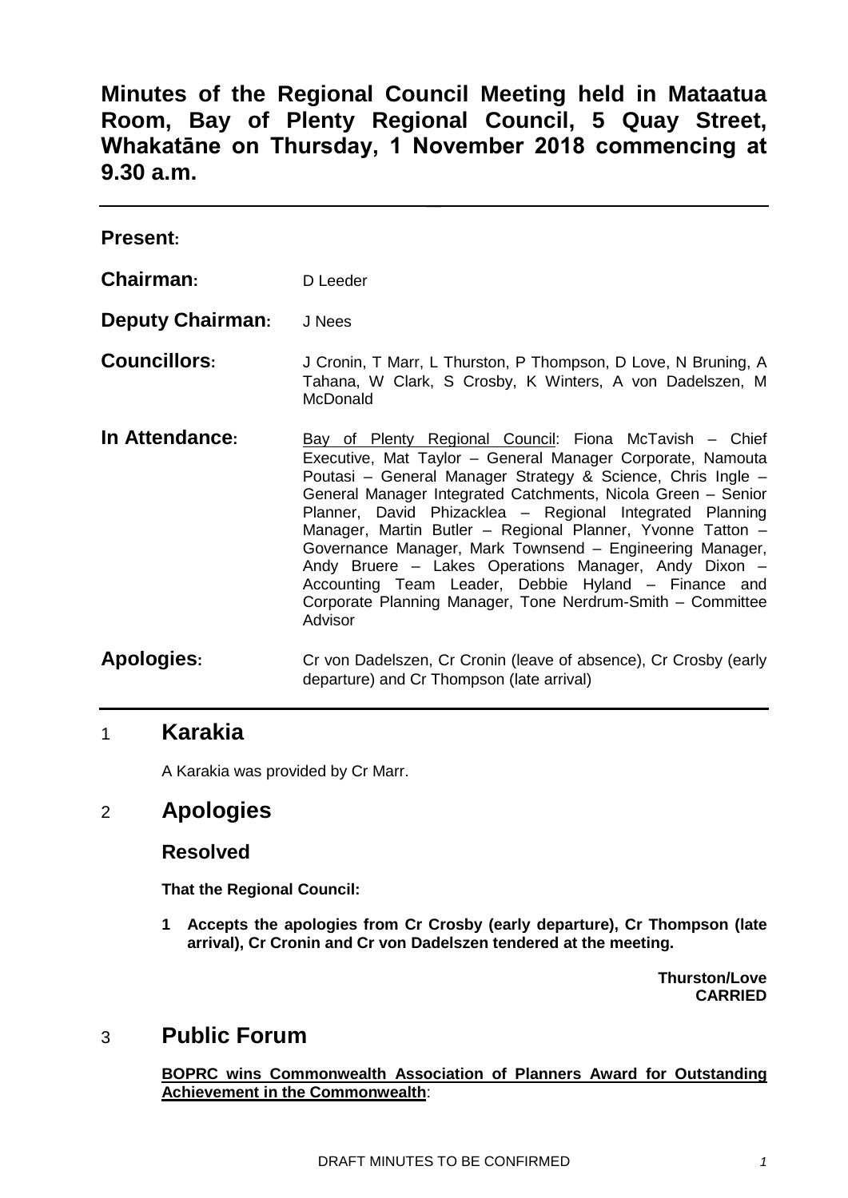# Minutes of the Regional Council Meeting held in Mataatua Room, Bay of Plenty Regional Council, 5 Quay Street, Whakatāne on Thursday, 1 November 2018 commencing at 9.30 a.m.

---

**Present:**

| | |
|---|---|
| **Chairman:** | D Leeder |
| **Deputy Chairman:** | J Nees |
| **Councillors:** | J Cronin, T Marr, L Thurston, P Thompson, D Love, N Bruning, A Tahana, W Clark, S Crosby, K Winters, A von Dadelszen, M McDonald |
| **In Attendance:** | Bay of Plenty Regional Council: Fiona McTavish – Chief Executive, Mat Taylor – General Manager Corporate, Namouta Poutasi – General Manager Strategy & Science, Chris Ingle – General Manager Integrated Catchments, Nicola Green – Senior Planner, David Phizacklea – Regional Integrated Planning Manager, Martin Butler – Regional Planner, Yvonne Tatton – Governance Manager, Mark Townsend – Engineering Manager, Andy Bruere – Lakes Operations Manager, Andy Dixon – Accounting Team Leader, Debbie Hyland – Finance and Corporate Planning Manager, Tone Nerdrum-Smith – Committee Advisor |
| **Apologies:** | Cr von Dadelszen, Cr Cronin (leave of absence), Cr Crosby (early departure) and Cr Thompson (late arrival) |

---

## 1 Karakia

A Karakia was provided by Cr Marr.

## 2 Apologies

### Resolved

**That the Regional Council:**

**1 Accepts the apologies from Cr Crosby (early departure), Cr Thompson (late arrival), Cr Cronin and Cr von Dadelszen tendered at the meeting.**

**Thurston/Love**
**CARRIED**

## 3 Public Forum

**BOPRC wins Commonwealth Association of Planners Award for Outstanding Achievement in the Commonwealth**: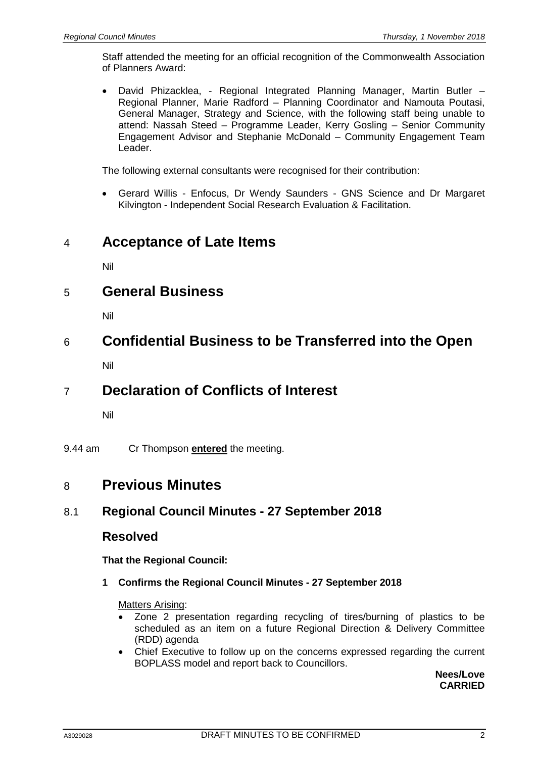Staff attended the meeting for an official recognition of the Commonwealth Association of Planners Award:

- David Phizacklea, - Regional Integrated Planning Manager, Martin Butler – Regional Planner, Marie Radford – Planning Coordinator and Namouta Poutasi, General Manager, Strategy and Science, with the following staff being unable to attend: Nassah Steed – Programme Leader, Kerry Gosling – Senior Community Engagement Advisor and Stephanie McDonald – Community Engagement Team Leader.

The following external consultants were recognised for their contribution:

- Gerard Willis - Enfocus, Dr Wendy Saunders - GNS Science and Dr Margaret Kilvington - Independent Social Research Evaluation & Facilitation.

# 4 Acceptance of Late Items

Nil

# 5 General Business

Nil

# 6 Confidential Business to be Transferred into the Open

Nil

# 7 Declaration of Conflicts of Interest

Nil

9.44 am Cr Thompson **entered** the meeting.

# 8 Previous Minutes

## 8.1 Regional Council Minutes - 27 September 2018

### Resolved

**That the Regional Council:**

**1 Confirms the Regional Council Minutes - 27 September 2018**

Matters Arising:

- Zone 2 presentation regarding recycling of tires/burning of plastics to be scheduled as an item on a future Regional Direction & Delivery Committee (RDD) agenda
- Chief Executive to follow up on the concerns expressed regarding the current BOPLASS model and report back to Councillors.

**Nees/Love**
**CARRIED**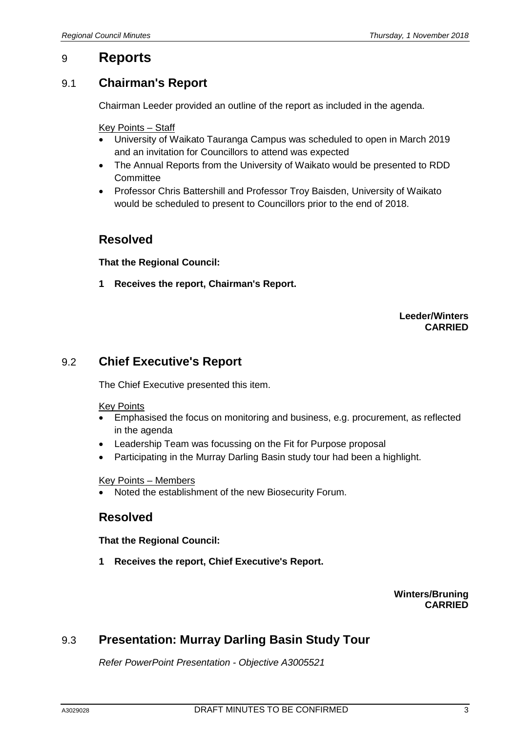# 9 Reports

## 9.1 Chairman's Report

Chairman Leeder provided an outline of the report as included in the agenda.

Key Points – Staff

- University of Waikato Tauranga Campus was scheduled to open in March 2019 and an invitation for Councillors to attend was expected
- The Annual Reports from the University of Waikato would be presented to RDD Committee
- Professor Chris Battershill and Professor Troy Baisden, University of Waikato would be scheduled to present to Councillors prior to the end of 2018.

### Resolved

**That the Regional Council:**

**1 Receives the report, Chairman's Report.**

**Leeder/Winters**
**CARRIED**

## 9.2 Chief Executive's Report

The Chief Executive presented this item.

Key Points

- Emphasised the focus on monitoring and business, e.g. procurement, as reflected in the agenda
- Leadership Team was focussing on the Fit for Purpose proposal
- Participating in the Murray Darling Basin study tour had been a highlight.

Key Points – Members

- Noted the establishment of the new Biosecurity Forum.

### Resolved

**That the Regional Council:**

**1 Receives the report, Chief Executive's Report.**

**Winters/Bruning**
**CARRIED**

## 9.3 Presentation: Murray Darling Basin Study Tour

*Refer PowerPoint Presentation - Objective A3005521*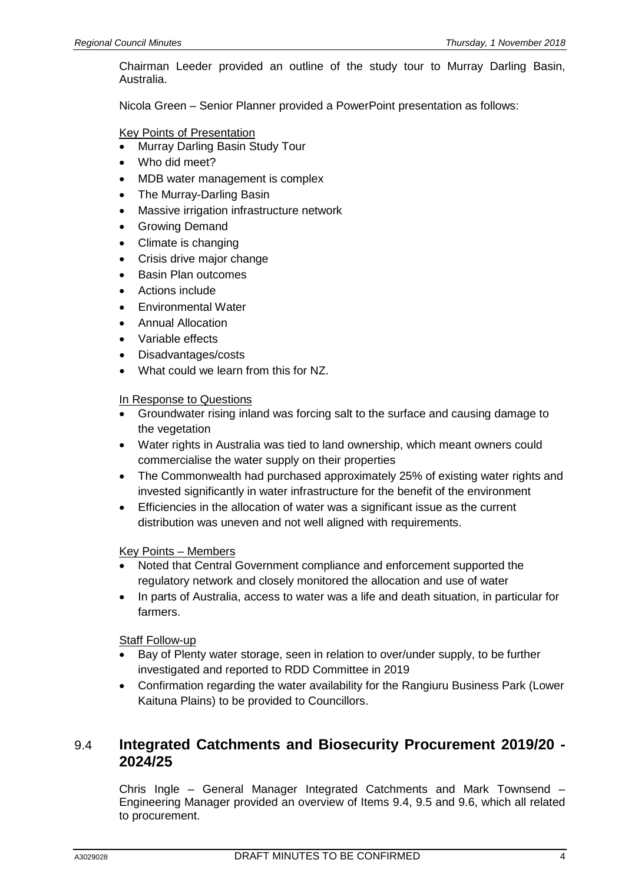Chairman Leeder provided an outline of the study tour to Murray Darling Basin, Australia.

Nicola Green – Senior Planner provided a PowerPoint presentation as follows:

Key Points of Presentation

- Murray Darling Basin Study Tour
- Who did meet?
- MDB water management is complex
- The Murray-Darling Basin
- Massive irrigation infrastructure network
- Growing Demand
- Climate is changing
- Crisis drive major change
- Basin Plan outcomes
- Actions include
- Environmental Water
- Annual Allocation
- Variable effects
- Disadvantages/costs
- What could we learn from this for NZ.

In Response to Questions

- Groundwater rising inland was forcing salt to the surface and causing damage to the vegetation
- Water rights in Australia was tied to land ownership, which meant owners could commercialise the water supply on their properties
- The Commonwealth had purchased approximately 25% of existing water rights and invested significantly in water infrastructure for the benefit of the environment
- Efficiencies in the allocation of water was a significant issue as the current distribution was uneven and not well aligned with requirements.

Key Points – Members

- Noted that Central Government compliance and enforcement supported the regulatory network and closely monitored the allocation and use of water
- In parts of Australia, access to water was a life and death situation, in particular for farmers.

Staff Follow-up

- Bay of Plenty water storage, seen in relation to over/under supply, to be further investigated and reported to RDD Committee in 2019
- Confirmation regarding the water availability for the Rangiuru Business Park (Lower Kaituna Plains) to be provided to Councillors.

## 9.4 Integrated Catchments and Biosecurity Procurement 2019/20 - 2024/25

Chris Ingle – General Manager Integrated Catchments and Mark Townsend – Engineering Manager provided an overview of Items 9.4, 9.5 and 9.6, which all related to procurement.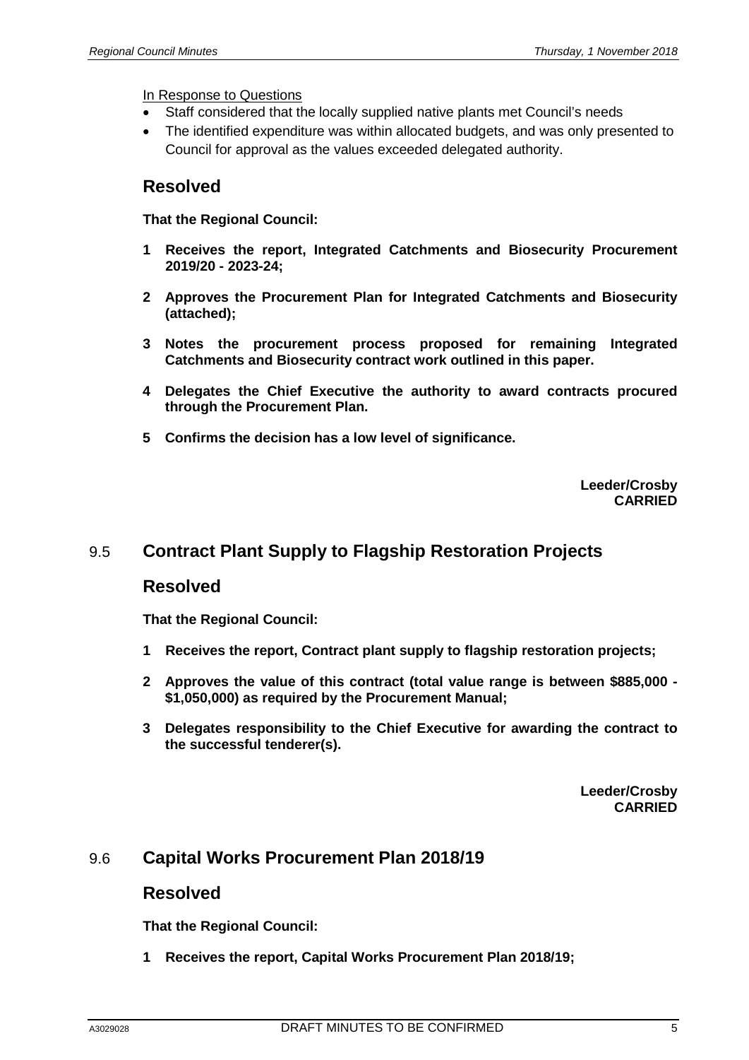In Response to Questions

- Staff considered that the locally supplied native plants met Council's needs
- The identified expenditure was within allocated budgets, and was only presented to Council for approval as the values exceeded delegated authority.

## Resolved

**That the Regional Council:**

**1 Receives the report, Integrated Catchments and Biosecurity Procurement 2019/20 - 2023-24;**

**2 Approves the Procurement Plan for Integrated Catchments and Biosecurity (attached);**

**3 Notes the procurement process proposed for remaining Integrated Catchments and Biosecurity contract work outlined in this paper.**

**4 Delegates the Chief Executive the authority to award contracts procured through the Procurement Plan.**

**5 Confirms the decision has a low level of significance.**

**Leeder/Crosby**
**CARRIED**

## 9.5 Contract Plant Supply to Flagship Restoration Projects

## Resolved

**That the Regional Council:**

**1 Receives the report, Contract plant supply to flagship restoration projects;**

**2 Approves the value of this contract (total value range is between $885,000 - $1,050,000) as required by the Procurement Manual;**

**3 Delegates responsibility to the Chief Executive for awarding the contract to the successful tenderer(s).**

**Leeder/Crosby**
**CARRIED**

## 9.6 Capital Works Procurement Plan 2018/19

## Resolved

**That the Regional Council:**

**1 Receives the report, Capital Works Procurement Plan 2018/19;**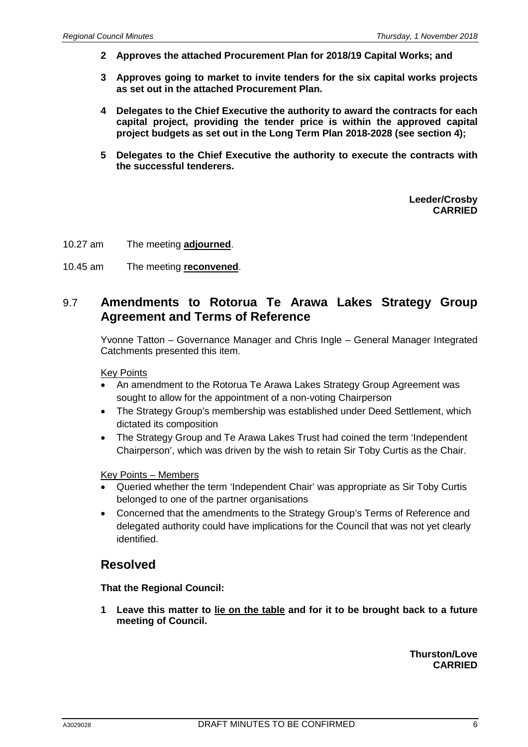**2 Approves the attached Procurement Plan for 2018/19 Capital Works; and**

**3 Approves going to market to invite tenders for the six capital works projects as set out in the attached Procurement Plan.**

**4 Delegates to the Chief Executive the authority to award the contracts for each capital project, providing the tender price is within the approved capital project budgets as set out in the Long Term Plan 2018-2028 (see section 4);**

**5 Delegates to the Chief Executive the authority to execute the contracts with the successful tenderers.**

**Leeder/Crosby**
**CARRIED**

10.27 am The meeting **adjourned**.

10.45 am The meeting **reconvened**.

## 9.7 Amendments to Rotorua Te Arawa Lakes Strategy Group Agreement and Terms of Reference

Yvonne Tatton – Governance Manager and Chris Ingle – General Manager Integrated Catchments presented this item.

Key Points

- An amendment to the Rotorua Te Arawa Lakes Strategy Group Agreement was sought to allow for the appointment of a non-voting Chairperson
- The Strategy Group's membership was established under Deed Settlement, which dictated its composition
- The Strategy Group and Te Arawa Lakes Trust had coined the term 'Independent Chairperson', which was driven by the wish to retain Sir Toby Curtis as the Chair.

Key Points – Members

- Queried whether the term 'Independent Chair' was appropriate as Sir Toby Curtis belonged to one of the partner organisations
- Concerned that the amendments to the Strategy Group's Terms of Reference and delegated authority could have implications for the Council that was not yet clearly identified.

## Resolved

**That the Regional Council:**

**1 Leave this matter to lie on the table and for it to be brought back to a future meeting of Council.**

**Thurston/Love**
**CARRIED**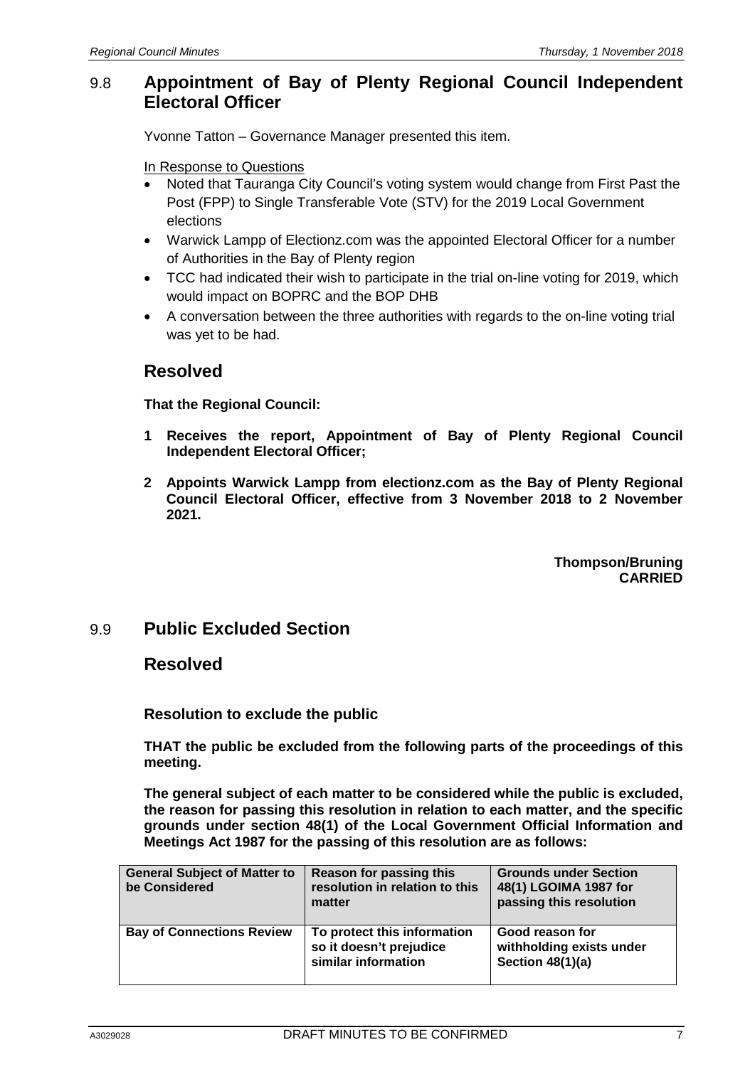## 9.8 Appointment of Bay of Plenty Regional Council Independent Electoral Officer

Yvonne Tatton – Governance Manager presented this item.

In Response to Questions

- Noted that Tauranga City Council's voting system would change from First Past the Post (FPP) to Single Transferable Vote (STV) for the 2019 Local Government elections
- Warwick Lampp of Electionz.com was the appointed Electoral Officer for a number of Authorities in the Bay of Plenty region
- TCC had indicated their wish to participate in the trial on-line voting for 2019, which would impact on BOPRC and the BOP DHB
- A conversation between the three authorities with regards to the on-line voting trial was yet to be had.

### Resolved

**That the Regional Council:**

**1 Receives the report, Appointment of Bay of Plenty Regional Council Independent Electoral Officer;**

**2 Appoints Warwick Lampp from electionz.com as the Bay of Plenty Regional Council Electoral Officer, effective from 3 November 2018 to 2 November 2021.**

**Thompson/Bruning**
**CARRIED**

## 9.9 Public Excluded Section

### Resolved

**Resolution to exclude the public**

**THAT the public be excluded from the following parts of the proceedings of this meeting.**

**The general subject of each matter to be considered while the public is excluded, the reason for passing this resolution in relation to each matter, and the specific grounds under section 48(1) of the Local Government Official Information and Meetings Act 1987 for the passing of this resolution are as follows:**

| General Subject of Matter to be Considered | Reason for passing this resolution in relation to this matter | Grounds under Section 48(1) LGOIMA 1987 for passing this resolution |
|---|---|---|
| **Bay of Connections Review** | **To protect this information so it doesn't prejudice similar information** | **Good reason for withholding exists under Section 48(1)(a)** |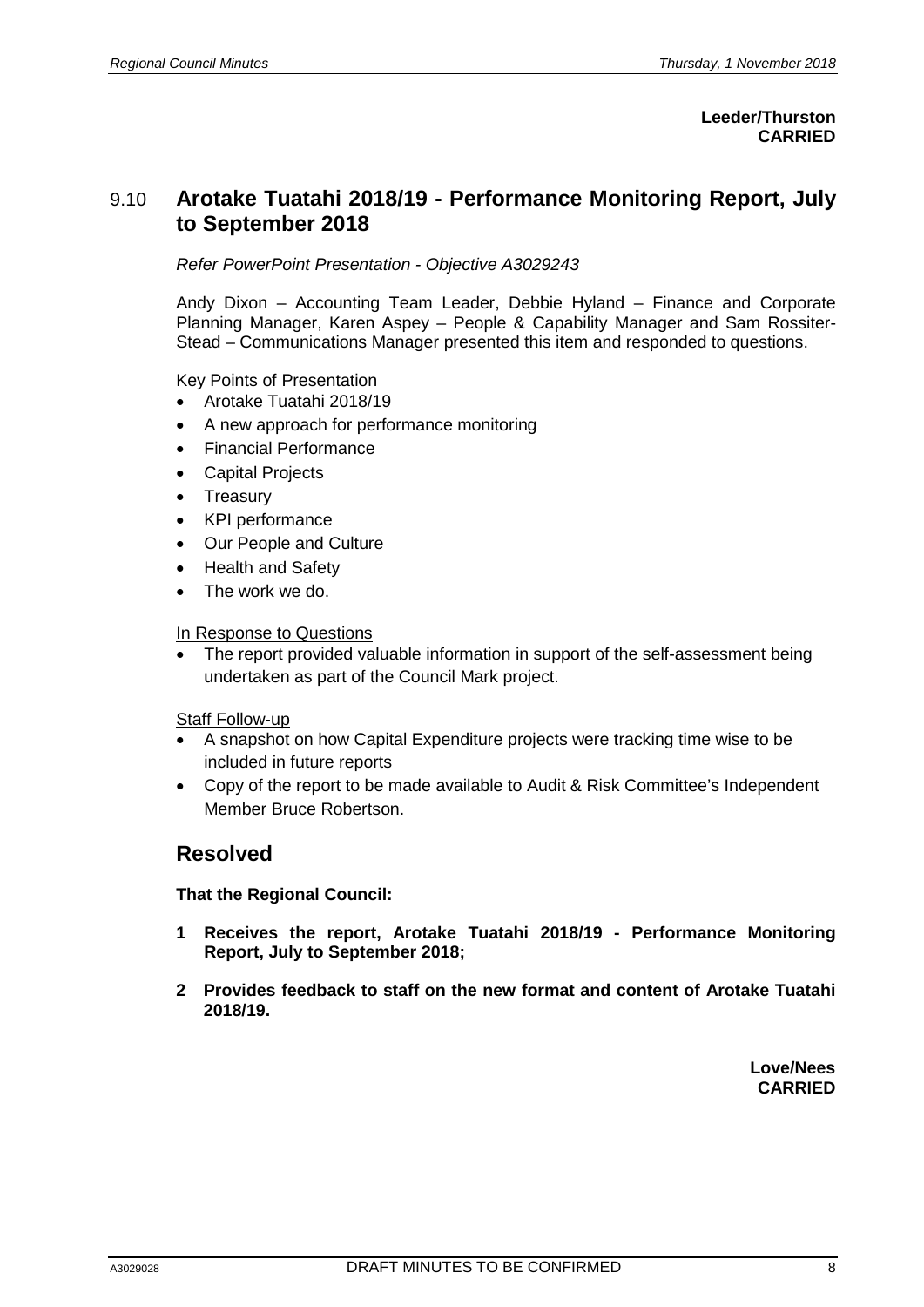**Leeder/Thurston**
**CARRIED**

## 9.10 Arotake Tuatahi 2018/19 - Performance Monitoring Report, July to September 2018

*Refer PowerPoint Presentation - Objective A3029243*

Andy Dixon – Accounting Team Leader, Debbie Hyland – Finance and Corporate Planning Manager, Karen Aspey – People & Capability Manager and Sam Rossiter-Stead – Communications Manager presented this item and responded to questions.

Key Points of Presentation

- Arotake Tuatahi 2018/19
- A new approach for performance monitoring
- Financial Performance
- Capital Projects
- Treasury
- KPI performance
- Our People and Culture
- Health and Safety
- The work we do.

In Response to Questions

- The report provided valuable information in support of the self-assessment being undertaken as part of the Council Mark project.

Staff Follow-up

- A snapshot on how Capital Expenditure projects were tracking time wise to be included in future reports
- Copy of the report to be made available to Audit & Risk Committee's Independent Member Bruce Robertson.

## Resolved

**That the Regional Council:**

**1 Receives the report, Arotake Tuatahi 2018/19 - Performance Monitoring Report, July to September 2018;**

**2 Provides feedback to staff on the new format and content of Arotake Tuatahi 2018/19.**

**Love/Nees**
**CARRIED**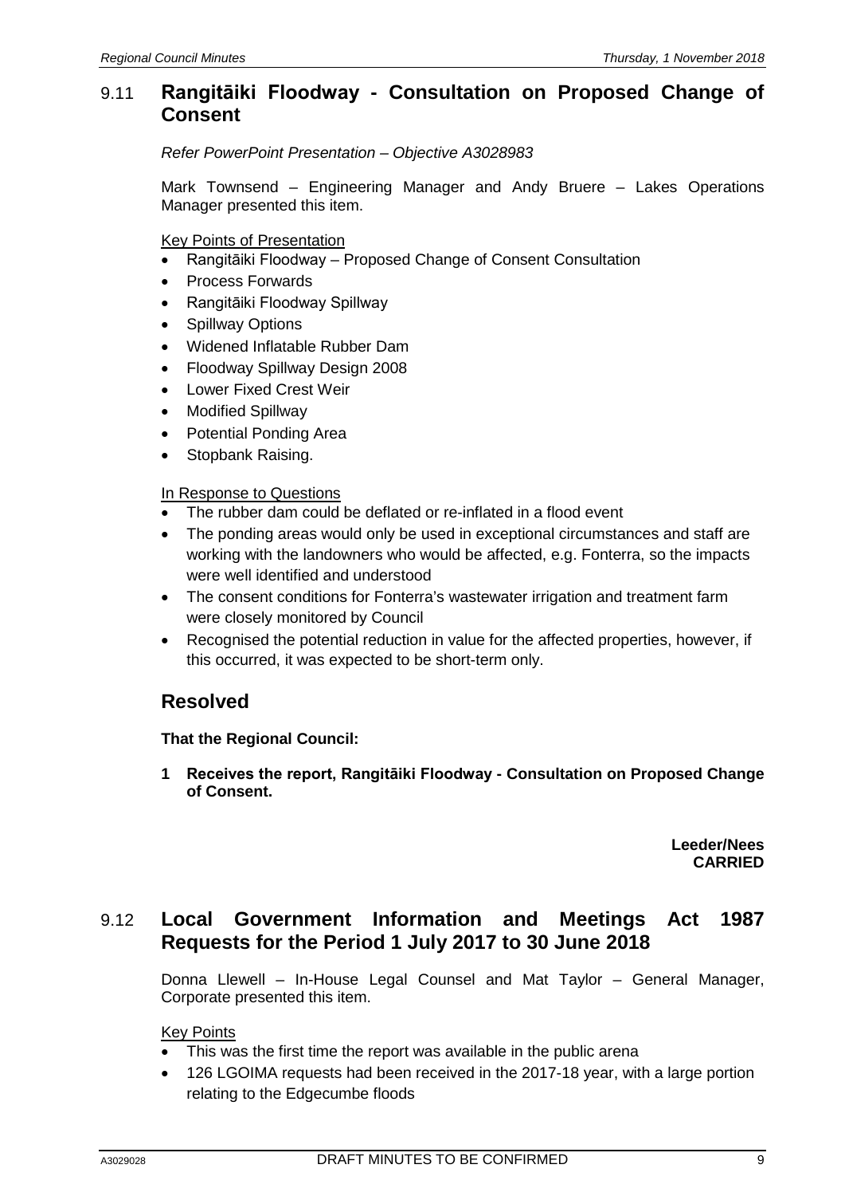## 9.11 Rangitāiki Floodway - Consultation on Proposed Change of Consent

*Refer PowerPoint Presentation – Objective A3028983*

Mark Townsend – Engineering Manager and Andy Bruere – Lakes Operations Manager presented this item.

Key Points of Presentation

- Rangitāiki Floodway – Proposed Change of Consent Consultation
- Process Forwards
- Rangitāiki Floodway Spillway
- Spillway Options
- Widened Inflatable Rubber Dam
- Floodway Spillway Design 2008
- Lower Fixed Crest Weir
- Modified Spillway
- Potential Ponding Area
- Stopbank Raising.

In Response to Questions

- The rubber dam could be deflated or re-inflated in a flood event
- The ponding areas would only be used in exceptional circumstances and staff are working with the landowners who would be affected, e.g. Fonterra, so the impacts were well identified and understood
- The consent conditions for Fonterra's wastewater irrigation and treatment farm were closely monitored by Council
- Recognised the potential reduction in value for the affected properties, however, if this occurred, it was expected to be short-term only.

## Resolved

**That the Regional Council:**

**1 Receives the report, Rangitāiki Floodway - Consultation on Proposed Change of Consent.**

**Leeder/Nees**
**CARRIED**

## 9.12 Local Government Information and Meetings Act 1987 Requests for the Period 1 July 2017 to 30 June 2018

Donna Llewell – In-House Legal Counsel and Mat Taylor – General Manager, Corporate presented this item.

Key Points

- This was the first time the report was available in the public arena
- 126 LGOIMA requests had been received in the 2017-18 year, with a large portion relating to the Edgecumbe floods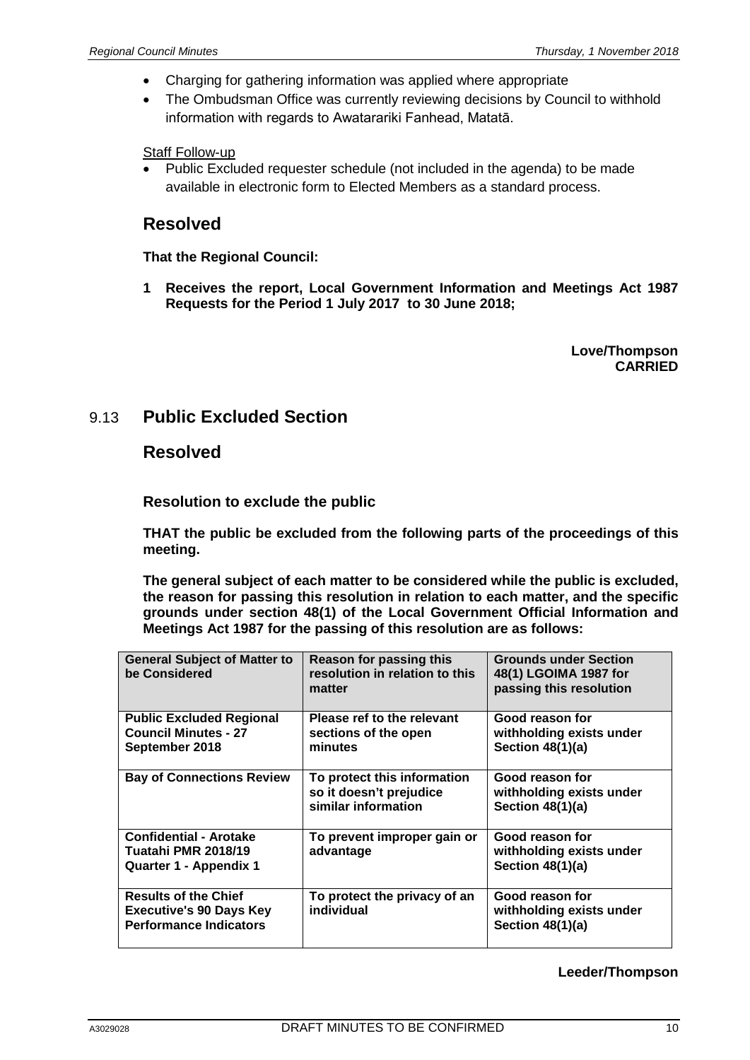- Charging for gathering information was applied where appropriate
- The Ombudsman Office was currently reviewing decisions by Council to withhold information with regards to Awatarariki Fanhead, Matatā.

Staff Follow-up

- Public Excluded requester schedule (not included in the agenda) to be made available in electronic form to Elected Members as a standard process.

## Resolved

**That the Regional Council:**

**1 Receives the report, Local Government Information and Meetings Act 1987 Requests for the Period 1 July 2017 to 30 June 2018;**

**Love/Thompson**
**CARRIED**

## 9.13 Public Excluded Section

## Resolved

### Resolution to exclude the public

**THAT the public be excluded from the following parts of the proceedings of this meeting.**

**The general subject of each matter to be considered while the public is excluded, the reason for passing this resolution in relation to each matter, and the specific grounds under section 48(1) of the Local Government Official Information and Meetings Act 1987 for the passing of this resolution are as follows:**

| General Subject of Matter to be Considered | Reason for passing this resolution in relation to this matter | Grounds under Section 48(1) LGOIMA 1987 for passing this resolution |
|---|---|---|
| **Public Excluded Regional Council Minutes - 27 September 2018** | **Please ref to the relevant sections of the open minutes** | **Good reason for withholding exists under Section 48(1)(a)** |
| **Bay of Connections Review** | **To protect this information so it doesn't prejudice similar information** | **Good reason for withholding exists under Section 48(1)(a)** |
| **Confidential - Arotake Tuatahi PMR 2018/19 Quarter 1 - Appendix 1** | **To prevent improper gain or advantage** | **Good reason for withholding exists under Section 48(1)(a)** |
| **Results of the Chief Executive's 90 Days Key Performance Indicators** | **To protect the privacy of an individual** | **Good reason for withholding exists under Section 48(1)(a)** |

**Leeder/Thompson**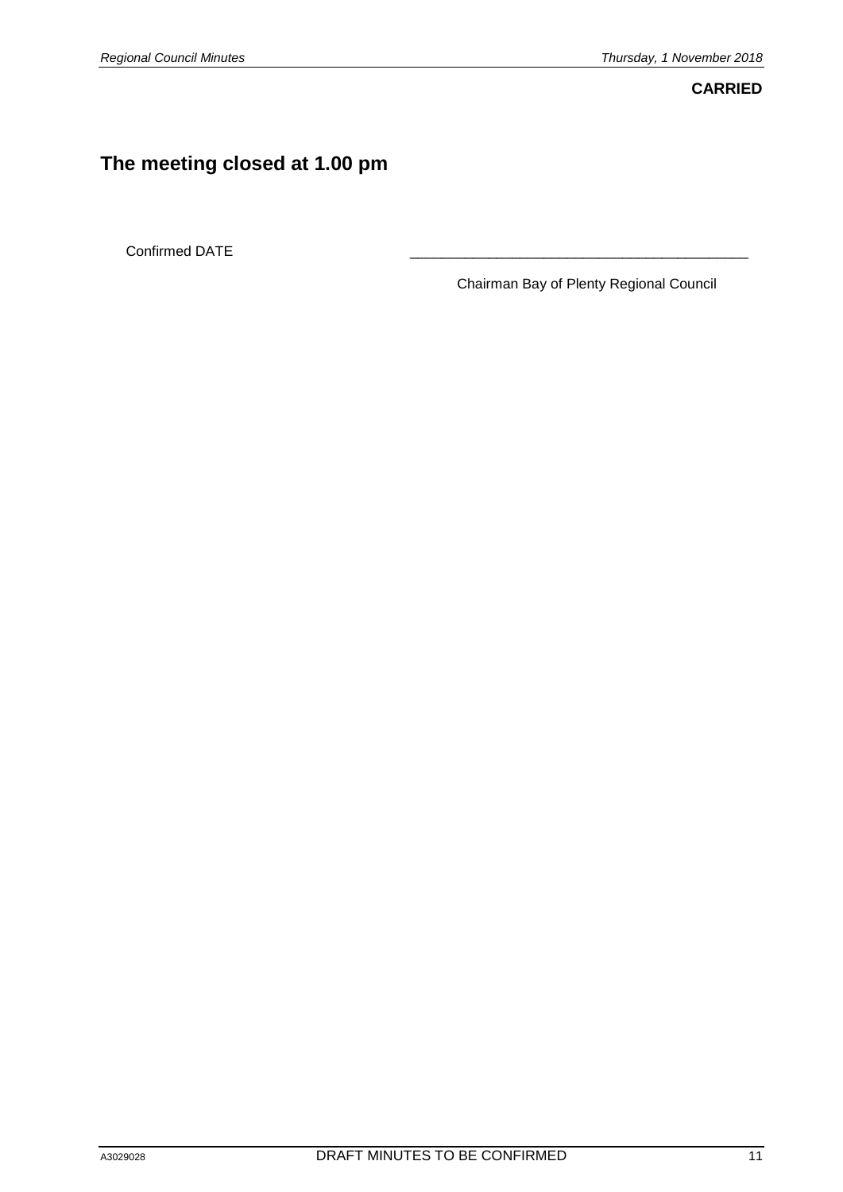**CARRIED**

## The meeting closed at 1.00 pm

Confirmed DATE _____________________________________________

Chairman Bay of Plenty Regional Council